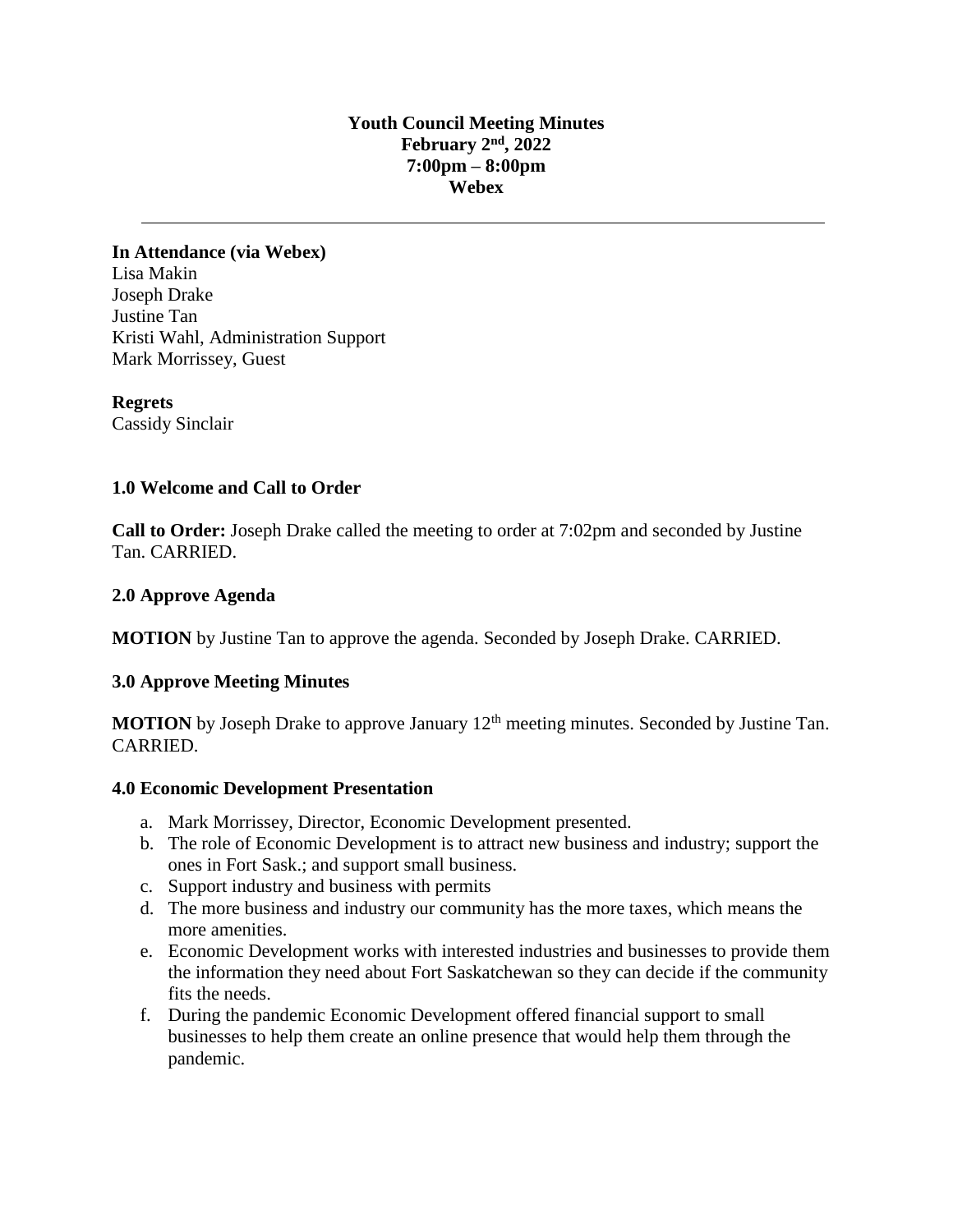# Youth Council Meeting Minutes
**February 2nd, 2022**
**7:00pm – 8:00pm**
**Webex**

---

**In Attendance (via Webex)**
Lisa Makin
Joseph Drake
Justine Tan
Kristi Wahl, Administration Support
Mark Morrissey, Guest

**Regrets**
Cassidy Sinclair

## 1.0 Welcome and Call to Order

**Call to Order:** Joseph Drake called the meeting to order at 7:02pm and seconded by Justine Tan. CARRIED.

## 2.0 Approve Agenda

**MOTION** by Justine Tan to approve the agenda. Seconded by Joseph Drake. CARRIED.

## 3.0 Approve Meeting Minutes

**MOTION** by Joseph Drake to approve January 12th meeting minutes. Seconded by Justine Tan. CARRIED.

## 4.0 Economic Development Presentation

a. Mark Morrissey, Director, Economic Development presented.
b. The role of Economic Development is to attract new business and industry; support the ones in Fort Sask.; and support small business.
c. Support industry and business with permits
d. The more business and industry our community has the more taxes, which means the more amenities.
e. Economic Development works with interested industries and businesses to provide them the information they need about Fort Saskatchewan so they can decide if the community fits the needs.
f. During the pandemic Economic Development offered financial support to small businesses to help them create an online presence that would help them through the pandemic.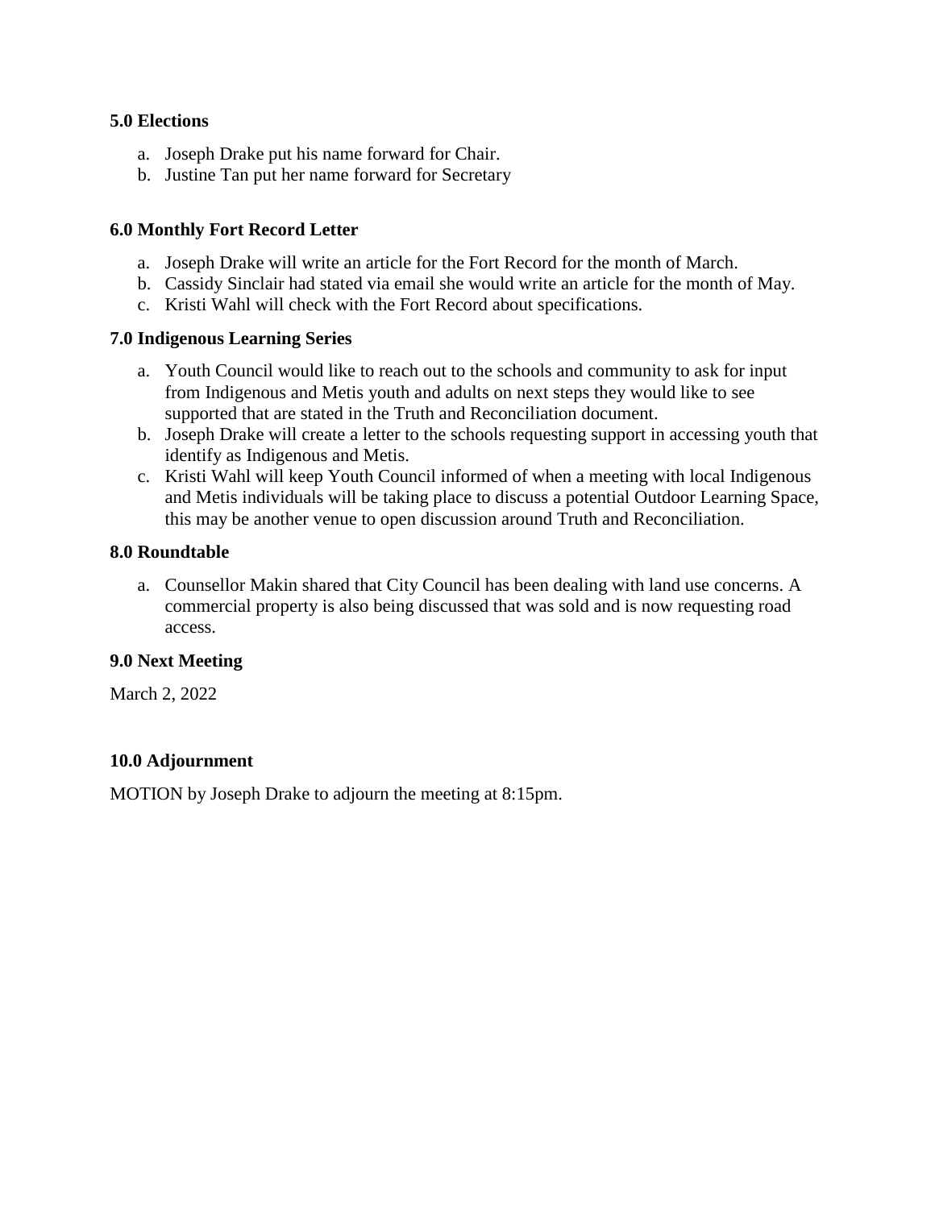**5.0 Elections**

a. Joseph Drake put his name forward for Chair.
b. Justine Tan put her name forward for Secretary

**6.0 Monthly Fort Record Letter**

a. Joseph Drake will write an article for the Fort Record for the month of March.
b. Cassidy Sinclair had stated via email she would write an article for the month of May.
c. Kristi Wahl will check with the Fort Record about specifications.

**7.0 Indigenous Learning Series**

a. Youth Council would like to reach out to the schools and community to ask for input from Indigenous and Metis youth and adults on next steps they would like to see supported that are stated in the Truth and Reconciliation document.
b. Joseph Drake will create a letter to the schools requesting support in accessing youth that identify as Indigenous and Metis.
c. Kristi Wahl will keep Youth Council informed of when a meeting with local Indigenous and Metis individuals will be taking place to discuss a potential Outdoor Learning Space, this may be another venue to open discussion around Truth and Reconciliation.

**8.0 Roundtable**

a. Counsellor Makin shared that City Council has been dealing with land use concerns. A commercial property is also being discussed that was sold and is now requesting road access.

**9.0 Next Meeting**

March 2, 2022

**10.0 Adjournment**

MOTION by Joseph Drake to adjourn the meeting at 8:15pm.